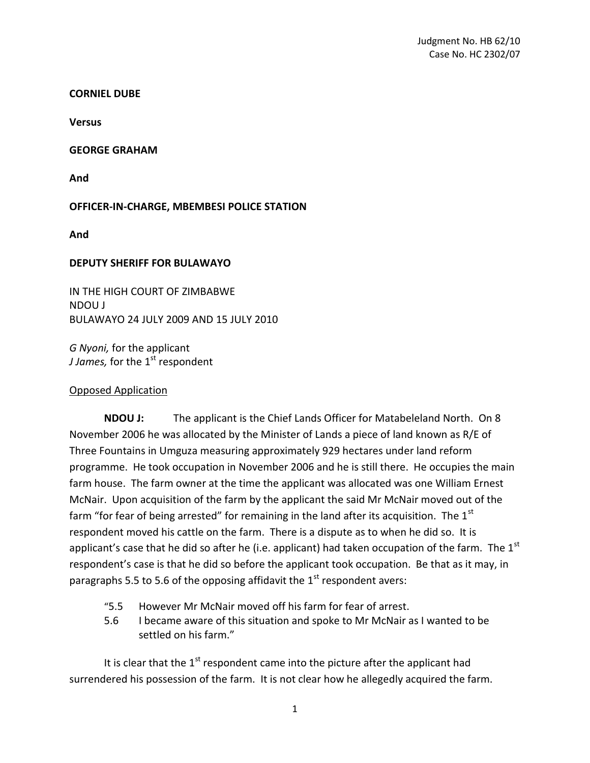Judgment No. HB 62/10
Case No. HC 2302/07

**CORNIEL DUBE**

**Versus**

**GEORGE GRAHAM**

**And**

**OFFICER-IN-CHARGE, MBEMBESI POLICE STATION**

**And**

**DEPUTY SHERIFF FOR BULAWAYO**

IN THE HIGH COURT OF ZIMBABWE
NDOU J
BULAWAYO 24 JULY 2009 AND 15 JULY 2010

*G Nyoni,* for the applicant
*J James,* for the 1st respondent

<u>Opposed Application</u>

**NDOU J:** The applicant is the Chief Lands Officer for Matabeleland North. On 8 November 2006 he was allocated by the Minister of Lands a piece of land known as R/E of Three Fountains in Umguza measuring approximately 929 hectares under land reform programme. He took occupation in November 2006 and he is still there. He occupies the main farm house. The farm owner at the time the applicant was allocated was one William Ernest McNair. Upon acquisition of the farm by the applicant the said Mr McNair moved out of the farm "for fear of being arrested" for remaining in the land after its acquisition. The 1st respondent moved his cattle on the farm. There is a dispute as to when he did so. It is applicant's case that he did so after he (i.e. applicant) had taken occupation of the farm. The 1st respondent's case is that he did so before the applicant took occupation. Be that as it may, in paragraphs 5.5 to 5.6 of the opposing affidavit the 1st respondent avers:

> "5.5 However Mr McNair moved off his farm for fear of arrest.
> 5.6 I became aware of this situation and spoke to Mr McNair as I wanted to be settled on his farm."

It is clear that the 1st respondent came into the picture after the applicant had surrendered his possession of the farm. It is not clear how he allegedly acquired the farm.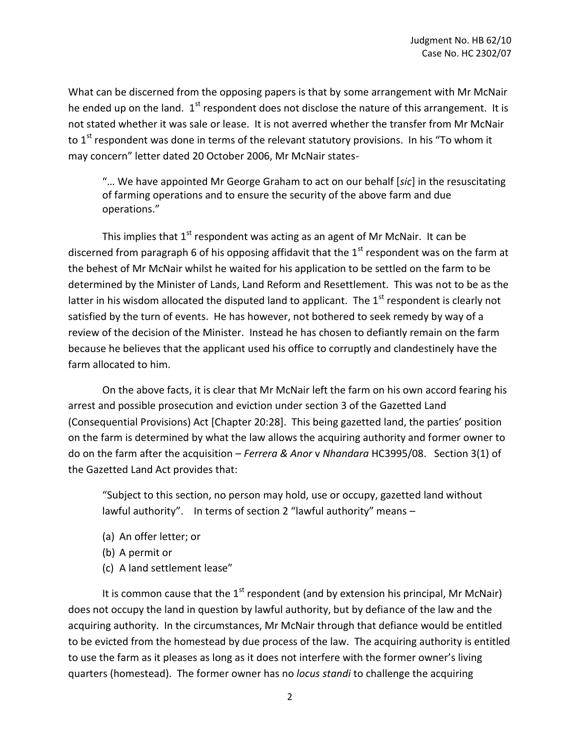What can be discerned from the opposing papers is that by some arrangement with Mr McNair he ended up on the land. 1st respondent does not disclose the nature of this arrangement. It is not stated whether it was sale or lease. It is not averred whether the transfer from Mr McNair to 1st respondent was done in terms of the relevant statutory provisions. In his "To whom it may concern" letter dated 20 October 2006, Mr McNair states-

> "… We have appointed Mr George Graham to act on our behalf [*sic*] in the resuscitating of farming operations and to ensure the security of the above farm and due operations."

This implies that 1st respondent was acting as an agent of Mr McNair. It can be discerned from paragraph 6 of his opposing affidavit that the 1st respondent was on the farm at the behest of Mr McNair whilst he waited for his application to be settled on the farm to be determined by the Minister of Lands, Land Reform and Resettlement. This was not to be as the latter in his wisdom allocated the disputed land to applicant. The 1st respondent is clearly not satisfied by the turn of events. He has however, not bothered to seek remedy by way of a review of the decision of the Minister. Instead he has chosen to defiantly remain on the farm because he believes that the applicant used his office to corruptly and clandestinely have the farm allocated to him.

On the above facts, it is clear that Mr McNair left the farm on his own accord fearing his arrest and possible prosecution and eviction under section 3 of the Gazetted Land (Consequential Provisions) Act [Chapter 20:28]. This being gazetted land, the parties' position on the farm is determined by what the law allows the acquiring authority and former owner to do on the farm after the acquisition – *Ferrera & Anor* v *Nhandara* HC3995/08. Section 3(1) of the Gazetted Land Act provides that:

> "Subject to this section, no person may hold, use or occupy, gazetted land without lawful authority". In terms of section 2 "lawful authority" means –
>
> (a) An offer letter; or
> (b) A permit or
> (c) A land settlement lease"

It is common cause that the 1st respondent (and by extension his principal, Mr McNair) does not occupy the land in question by lawful authority, but by defiance of the law and the acquiring authority. In the circumstances, Mr McNair through that defiance would be entitled to be evicted from the homestead by due process of the law. The acquiring authority is entitled to use the farm as it pleases as long as it does not interfere with the former owner's living quarters (homestead). The former owner has no *locus standi* to challenge the acquiring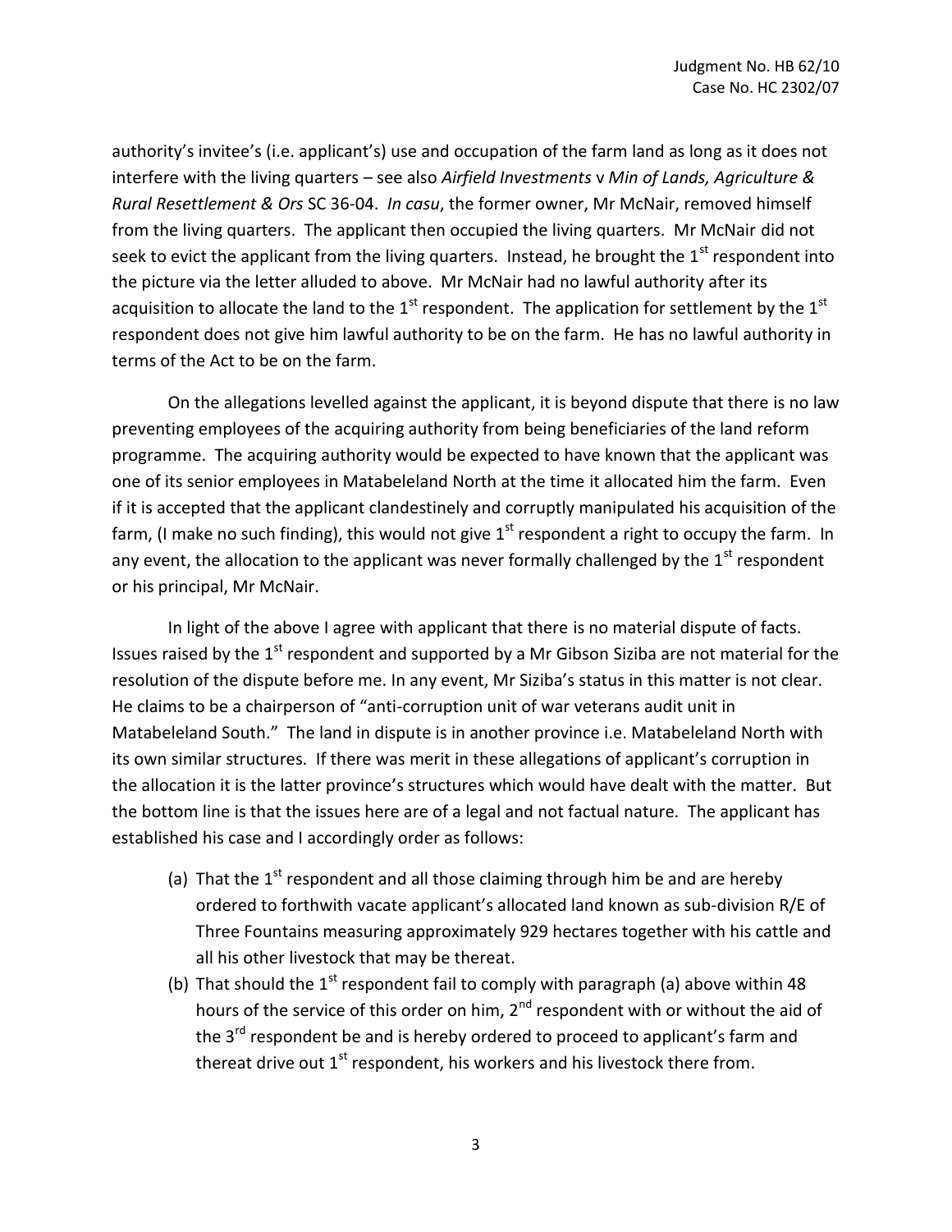authority's invitee's (i.e. applicant's) use and occupation of the farm land as long as it does not interfere with the living quarters – see also *Airfield Investments* v *Min of Lands, Agriculture & Rural Resettlement & Ors* SC 36-04. *In casu*, the former owner, Mr McNair, removed himself from the living quarters. The applicant then occupied the living quarters. Mr McNair did not seek to evict the applicant from the living quarters. Instead, he brought the 1st respondent into the picture via the letter alluded to above. Mr McNair had no lawful authority after its acquisition to allocate the land to the 1st respondent. The application for settlement by the 1st respondent does not give him lawful authority to be on the farm. He has no lawful authority in terms of the Act to be on the farm.

On the allegations levelled against the applicant, it is beyond dispute that there is no law preventing employees of the acquiring authority from being beneficiaries of the land reform programme. The acquiring authority would be expected to have known that the applicant was one of its senior employees in Matabeleland North at the time it allocated him the farm. Even if it is accepted that the applicant clandestinely and corruptly manipulated his acquisition of the farm, (I make no such finding), this would not give 1st respondent a right to occupy the farm. In any event, the allocation to the applicant was never formally challenged by the 1st respondent or his principal, Mr McNair.

In light of the above I agree with applicant that there is no material dispute of facts. Issues raised by the 1st respondent and supported by a Mr Gibson Siziba are not material for the resolution of the dispute before me. In any event, Mr Siziba's status in this matter is not clear. He claims to be a chairperson of "anti-corruption unit of war veterans audit unit in Matabeleland South." The land in dispute is in another province i.e. Matabeleland North with its own similar structures. If there was merit in these allegations of applicant's corruption in the allocation it is the latter province's structures which would have dealt with the matter. But the bottom line is that the issues here are of a legal and not factual nature. The applicant has established his case and I accordingly order as follows:

(a) That the 1st respondent and all those claiming through him be and are hereby ordered to forthwith vacate applicant's allocated land known as sub-division R/E of Three Fountains measuring approximately 929 hectares together with his cattle and all his other livestock that may be thereat.

(b) That should the 1st respondent fail to comply with paragraph (a) above within 48 hours of the service of this order on him, 2nd respondent with or without the aid of the 3rd respondent be and is hereby ordered to proceed to applicant's farm and thereat drive out 1st respondent, his workers and his livestock there from.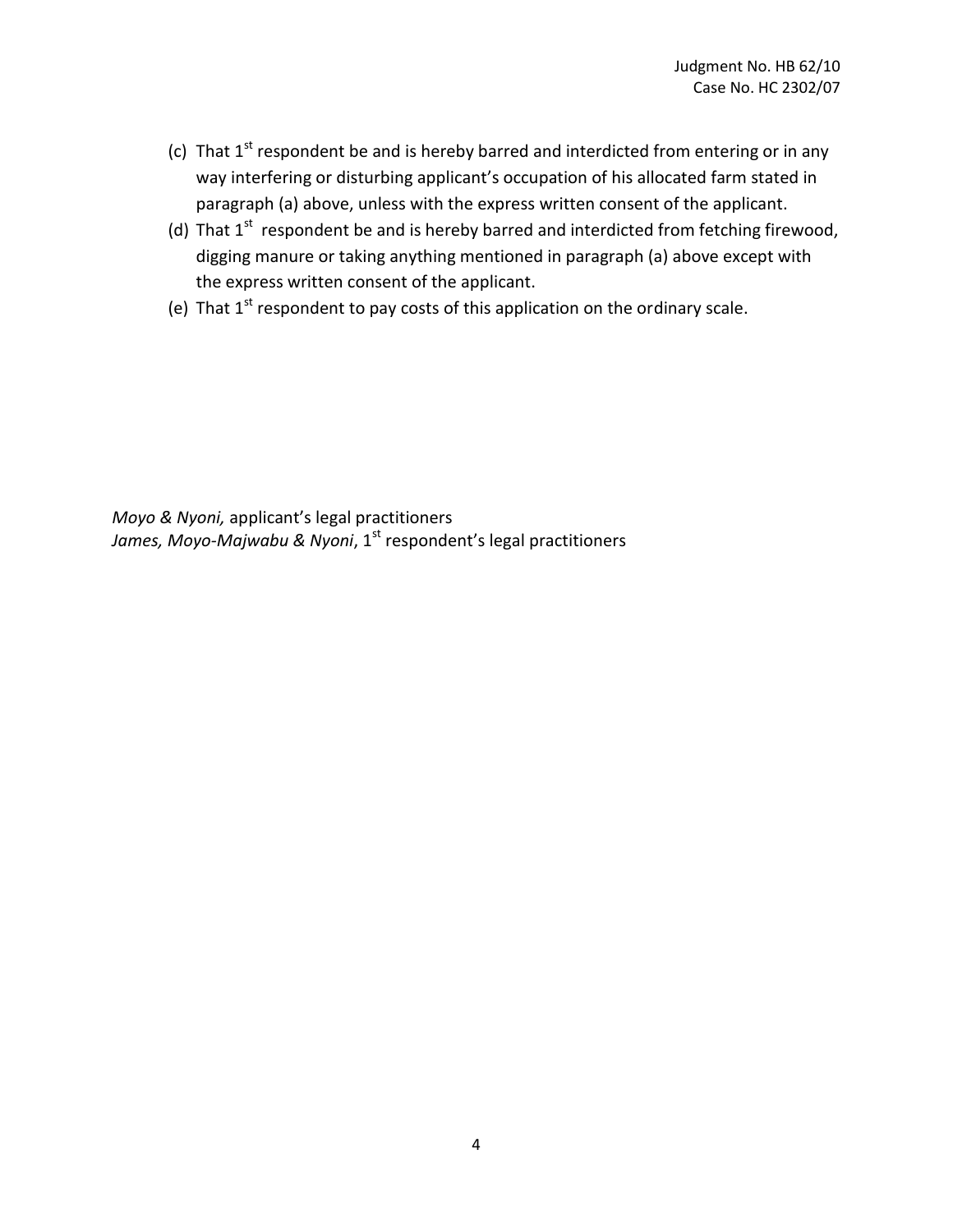(c) That 1st respondent be and is hereby barred and interdicted from entering or in any way interfering or disturbing applicant's occupation of his allocated farm stated in paragraph (a) above, unless with the express written consent of the applicant.

(d) That 1st respondent be and is hereby barred and interdicted from fetching firewood, digging manure or taking anything mentioned in paragraph (a) above except with the express written consent of the applicant.

(e) That 1st respondent to pay costs of this application on the ordinary scale.

*Moyo & Nyoni,* applicant's legal practitioners
*James, Moyo-Majwabu & Nyoni*, 1st respondent's legal practitioners